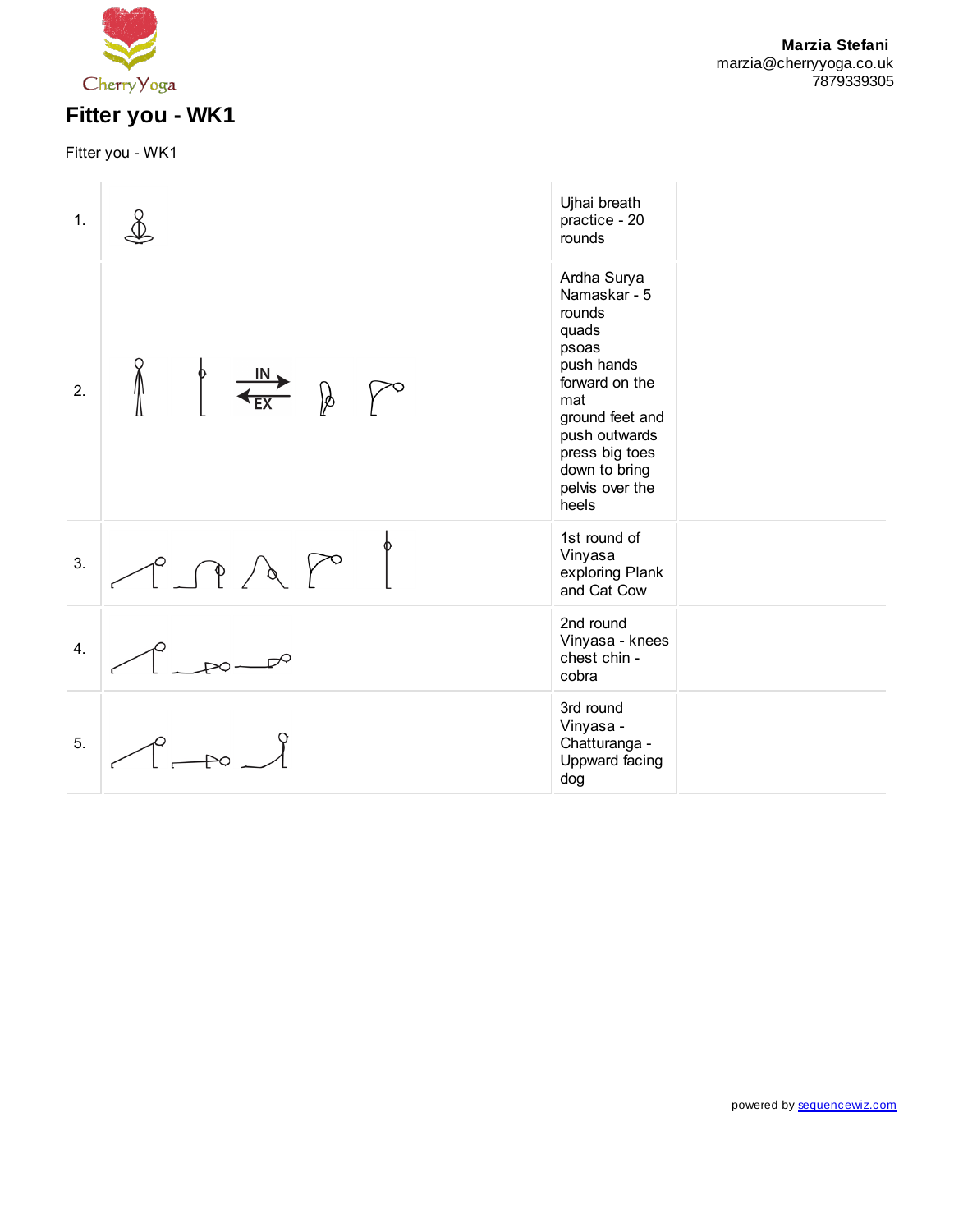CherryYoga

**Marzia Stefani**
marzia@cherryyoga.co.uk
7879339305

# Fitter you - WK1

Fitter you - WK1

| | | | |
|---|---|---|---|
| 1. | | Ujhai breath practice - 20 rounds | |
| 2. | IN EX | Ardha Surya Namaskar - 5 rounds quads psoas push hands forward on the mat ground feet and push outwards press big toes down to bring pelvis over the heels | |
| 3. | | 1st round of Vinyasa exploring Plank and Cat Cow | |
| 4. | | 2nd round Vinyasa - knees chest chin - cobra | |
| 5. | | 3rd round Vinyasa - Chatturanga - Uppward facing dog | |

powered by sequencewiz.com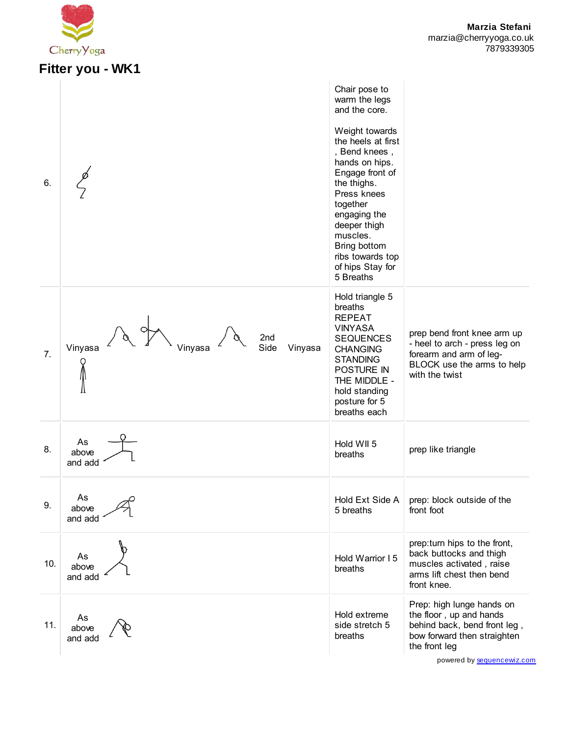Marzia Stefani
marzia@cherryyoga.co.uk
7879339305

# Fitter you - WK1

| | | | |
|---|---|---|---|
| 6. | | Chair pose to warm the legs and the core.<br><br>Weight towards the heels at first , Bend knees , hands on hips. Engage front of the thighs. Press knees together engaging the deeper thigh muscles. Bring bottom ribs towards top of hips Stay for 5 Breaths | |
| 7. | Vinyasa Vinyasa 2nd Side Vinyasa | Hold triangle 5 breaths REPEAT VINYASA SEQUENCES CHANGING STANDING POSTURE IN THE MIDDLE - hold standing posture for 5 breaths each | prep bend front knee arm up - heel to arch - press leg on forearm and arm of leg- BLOCK use the arms to help with the twist |
| 8. | As above and add | Hold WII 5 breaths | prep like triangle |
| 9. | As above and add | Hold Ext Side A 5 breaths | prep: block outside of the front foot |
| 10. | As above and add | Hold Warrior I 5 breaths | prep:turn hips to the front, back buttocks and thigh muscles activated , raise arms lift chest then bend front knee. |
| 11. | As above and add | Hold extreme side stretch 5 breaths | Prep: high lunge hands on the floor , up and hands behind back, bend front leg , bow forward then straighten the front leg |

powered by sequencewiz.com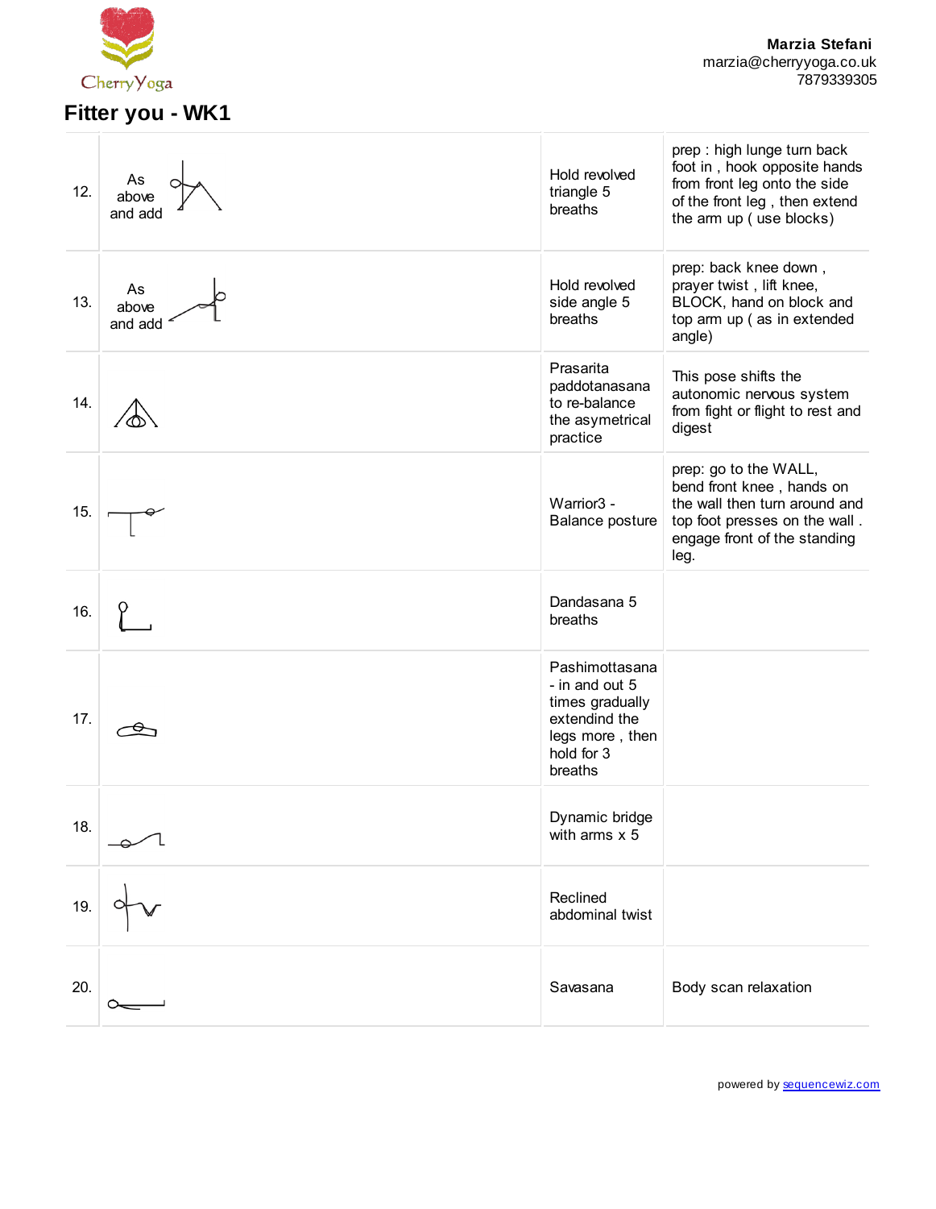# Fitter you - WK1

| | | | |
|---|---|---|---|
| 12. | As above and add | Hold revolved triangle 5 breaths | prep : high lunge turn back foot in , hook opposite hands from front leg onto the side of the front leg , then extend the arm up ( use blocks) |
| 13. | As above and add | Hold revolved side angle 5 breaths | prep: back knee down , prayer twist , lift knee, BLOCK, hand on block and top arm up ( as in extended angle) |
| 14. | | Prasarita paddotanasana to re-balance the asymetrical practice | This pose shifts the autonomic nervous system from fight or flight to rest and digest |
| 15. | | Warrior3 - Balance posture | prep: go to the WALL, bend front knee , hands on the wall then turn around and top foot presses on the wall . engage front of the standing leg. |
| 16. | | Dandasana 5 breaths | |
| 17. | | Pashimottasana - in and out 5 times gradually extendind the legs more , then hold for 3 breaths | |
| 18. | | Dynamic bridge with arms x 5 | |
| 19. | | Reclined abdominal twist | |
| 20. | | Savasana | Body scan relaxation |